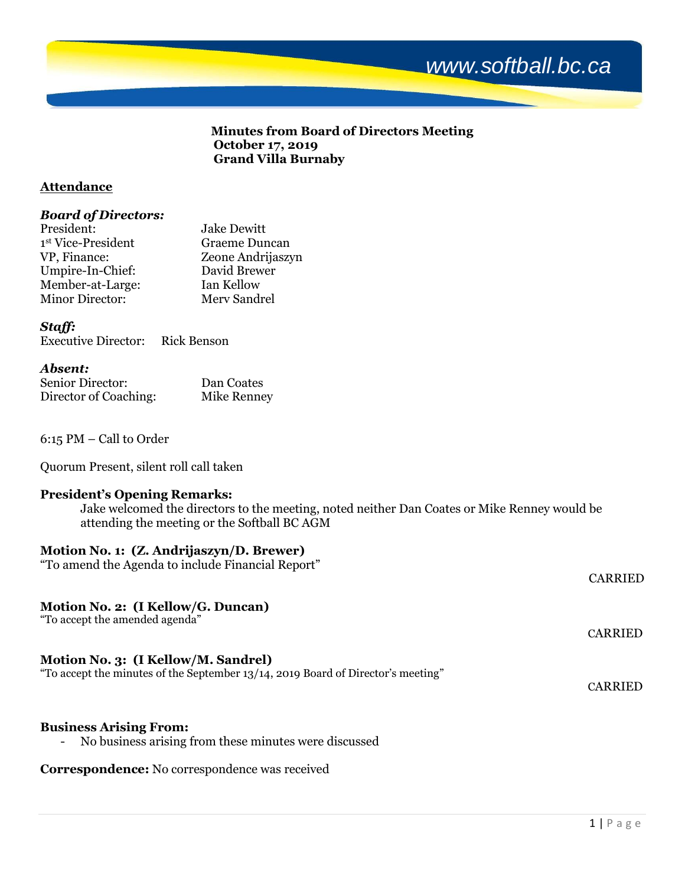www.softball.bc.ca

**Minutes from Board of Directors Meeting**
**October 17, 2019**
**Grand Villa Burnaby**

## Attendance

***Board of Directors:***

| | |
|---|---|
| President: | Jake Dewitt |
| 1st Vice-President | Graeme Duncan |
| VP, Finance: | Zeone Andrijaszyn |
| Umpire-In-Chief: | David Brewer |
| Member-at-Large: | Ian Kellow |
| Minor Director: | Merv Sandrel |

***Staff:***

Executive Director: Rick Benson

***Absent:***

| | |
|---|---|
| Senior Director: | Dan Coates |
| Director of Coaching: | Mike Renney |

6:15 PM – Call to Order

Quorum Present, silent roll call taken

**President's Opening Remarks:**

Jake welcomed the directors to the meeting, noted neither Dan Coates or Mike Renney would be attending the meeting or the Softball BC AGM

**Motion No. 1: (Z. Andrijaszyn/D. Brewer)**
"To amend the Agenda to include Financial Report"

CARRIED

**Motion No. 2: (I Kellow/G. Duncan)**
"To accept the amended agenda"

CARRIED

**Motion No. 3: (I Kellow/M. Sandrel)**
"To accept the minutes of the September 13/14, 2019 Board of Director's meeting"

CARRIED

**Business Arising From:**

- No business arising from these minutes were discussed

**Correspondence:** No correspondence was received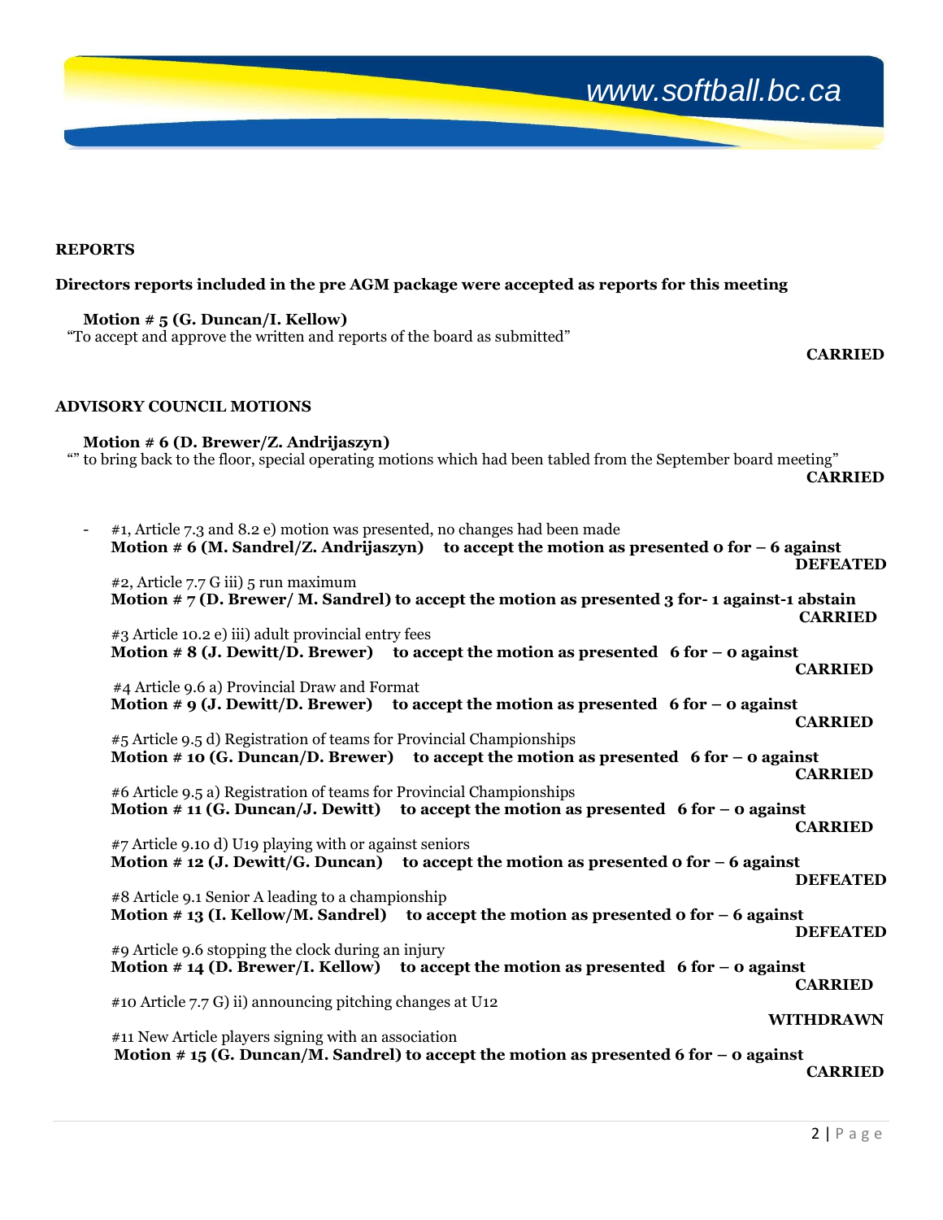**REPORTS**

**Directors reports included in the pre AGM package were accepted as reports for this meeting**

**Motion # 5 (G. Duncan/I. Kellow)**
"To accept and approve the written and reports of the board as submitted"

**CARRIED**

**ADVISORY COUNCIL MOTIONS**

**Motion # 6 (D. Brewer/Z. Andrijaszyn)**
"" to bring back to the floor, special operating motions which had been tabled from the September board meeting"

**CARRIED**

- #1, Article 7.3 and 8.2 e) motion was presented, no changes had been made
  **Motion # 6 (M. Sandrel/Z. Andrijaszyn) to accept the motion as presented 0 for – 6 against**
  **DEFEATED**

  #2, Article 7.7 G iii) 5 run maximum
  **Motion # 7 (D. Brewer/ M. Sandrel) to accept the motion as presented 3 for- 1 against-1 abstain**
  **CARRIED**

  #3 Article 10.2 e) iii) adult provincial entry fees
  **Motion # 8 (J. Dewitt/D. Brewer) to accept the motion as presented 6 for – 0 against**
  **CARRIED**

  #4 Article 9.6 a) Provincial Draw and Format
  **Motion # 9 (J. Dewitt/D. Brewer) to accept the motion as presented 6 for – 0 against**
  **CARRIED**

  #5 Article 9.5 d) Registration of teams for Provincial Championships
  **Motion # 10 (G. Duncan/D. Brewer) to accept the motion as presented 6 for – 0 against**
  **CARRIED**

  #6 Article 9.5 a) Registration of teams for Provincial Championships
  **Motion # 11 (G. Duncan/J. Dewitt) to accept the motion as presented 6 for – 0 against**
  **CARRIED**

  #7 Article 9.10 d) U19 playing with or against seniors
  **Motion # 12 (J. Dewitt/G. Duncan) to accept the motion as presented 0 for – 6 against**
  **DEFEATED**

  #8 Article 9.1 Senior A leading to a championship
  **Motion # 13 (I. Kellow/M. Sandrel) to accept the motion as presented 0 for – 6 against**
  **DEFEATED**

  #9 Article 9.6 stopping the clock during an injury
  **Motion # 14 (D. Brewer/I. Kellow) to accept the motion as presented 6 for – 0 against**
  **CARRIED**

  #10 Article 7.7 G) ii) announcing pitching changes at U12
  **WITHDRAWN**

  #11 New Article players signing with an association
  **Motion # 15 (G. Duncan/M. Sandrel) to accept the motion as presented 6 for – 0 against**
  **CARRIED**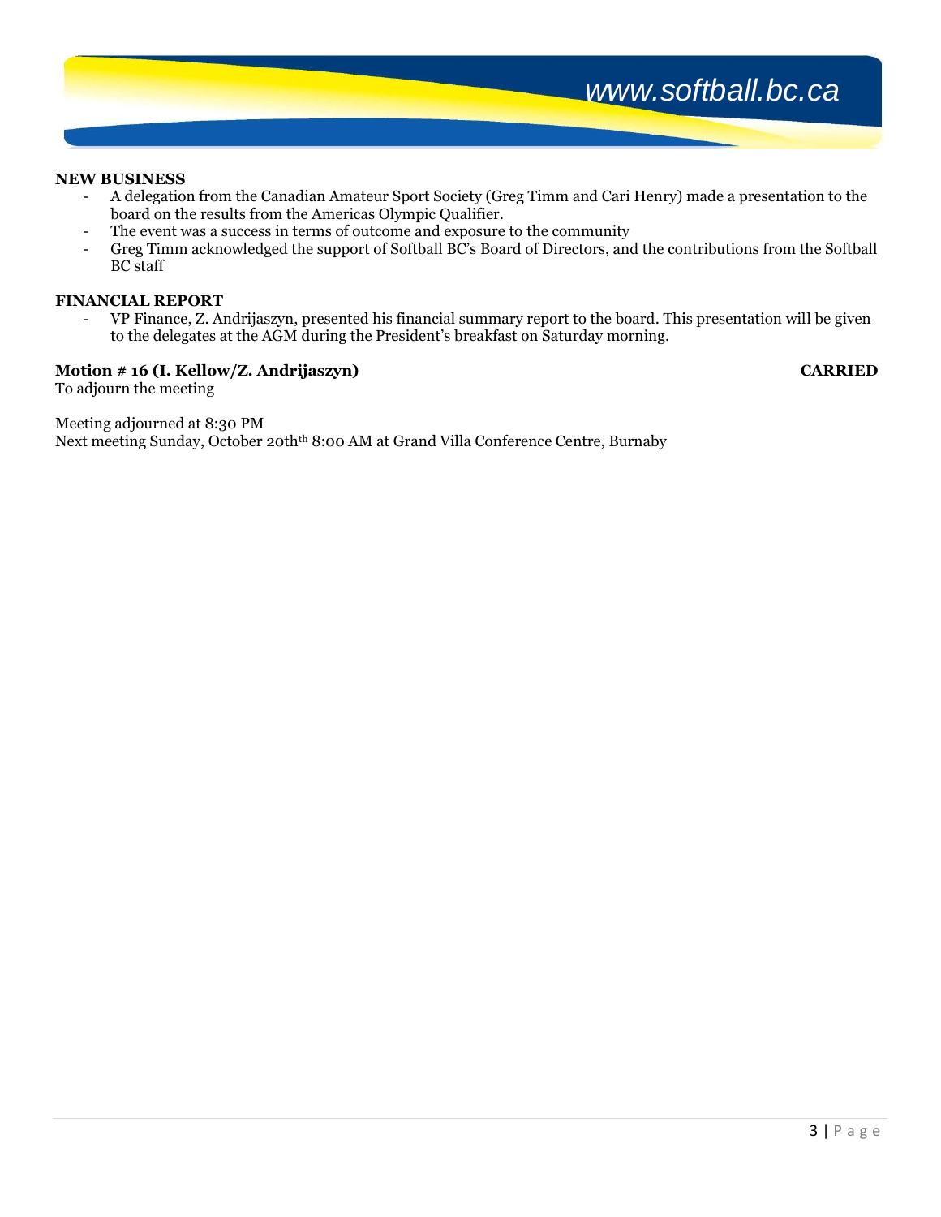**NEW BUSINESS**

- A delegation from the Canadian Amateur Sport Society (Greg Timm and Cari Henry) made a presentation to the board on the results from the Americas Olympic Qualifier.
- The event was a success in terms of outcome and exposure to the community
- Greg Timm acknowledged the support of Softball BC's Board of Directors, and the contributions from the Softball BC staff

**FINANCIAL REPORT**

- VP Finance, Z. Andrijaszyn, presented his financial summary report to the board. This presentation will be given to the delegates at the AGM during the President's breakfast on Saturday morning.

**Motion # 16 (I. Kellow/Z. Andrijaszyn)** **CARRIED**
To adjourn the meeting

Meeting adjourned at 8:30 PM
Next meeting Sunday, October 20th[th] 8:00 AM at Grand Villa Conference Centre, Burnaby